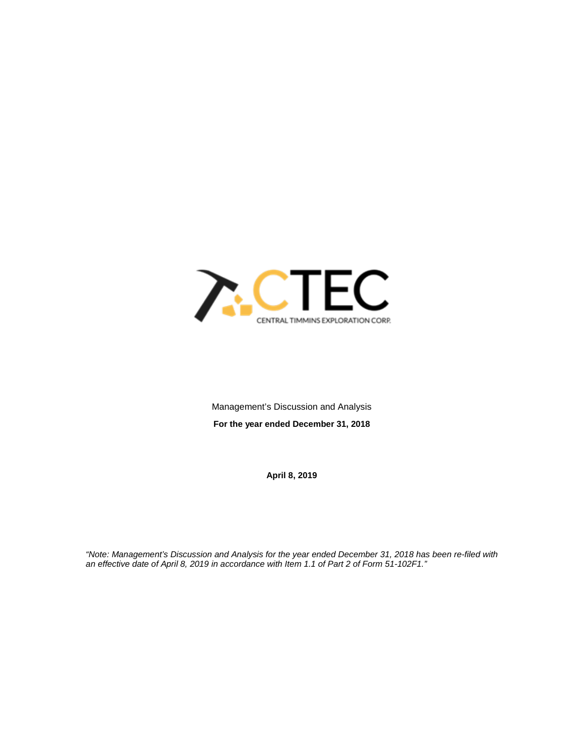CTEC

CENTRAL TIMMINS EXPLORATION CORP.

Management's Discussion and Analysis

**For the year ended December 31, 2018**

**April 8, 2019**

*"Note: Management's Discussion and Analysis for the year ended December 31, 2018 has been re-filed with an effective date of April 8, 2019 in accordance with Item 1.1 of Part 2 of Form 51-102F1."*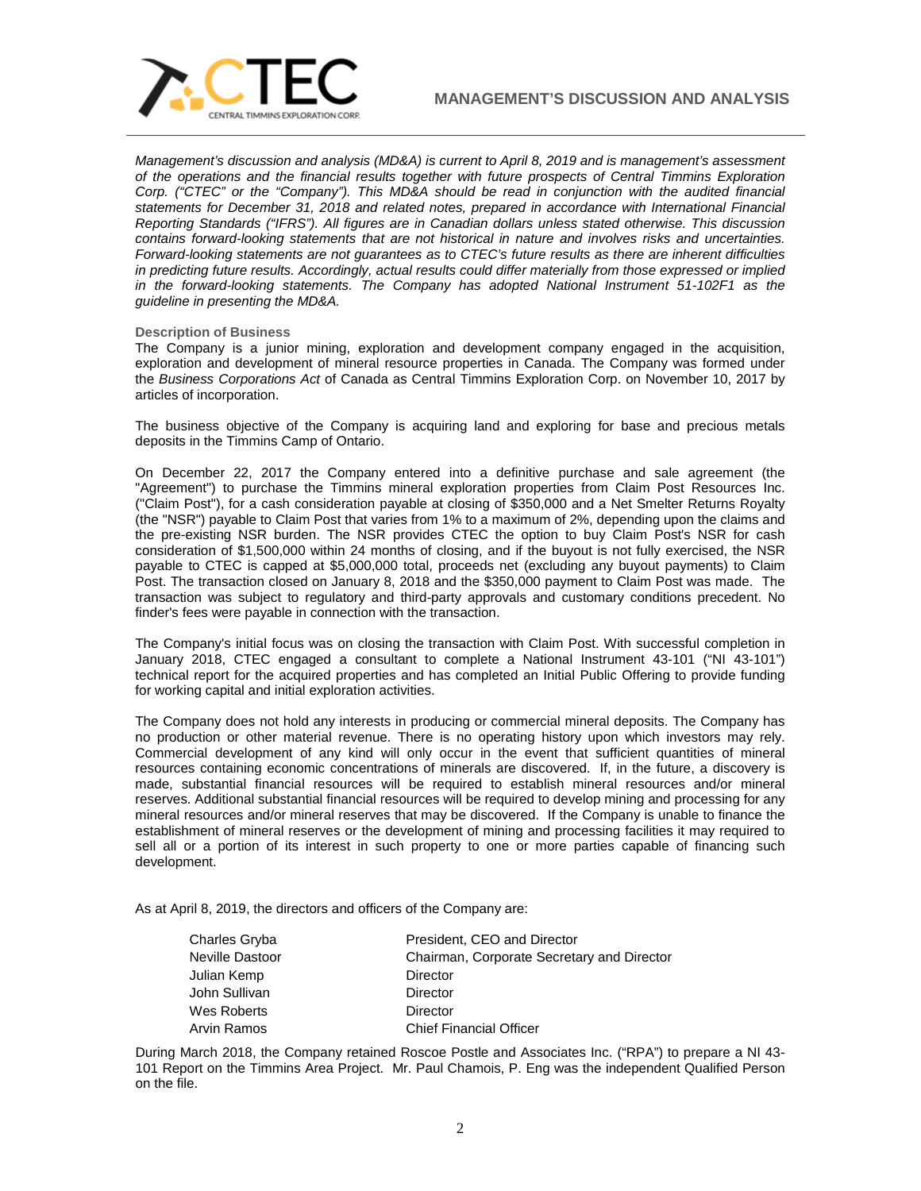*Management's discussion and analysis (MD&A) is current to April 8, 2019 and is management's assessment of the operations and the financial results together with future prospects of Central Timmins Exploration Corp. ("CTEC" or the "Company"). This MD&A should be read in conjunction with the audited financial statements for December 31, 2018 and related notes, prepared in accordance with International Financial Reporting Standards ("IFRS"). All figures are in Canadian dollars unless stated otherwise. This discussion contains forward-looking statements that are not historical in nature and involves risks and uncertainties. Forward-looking statements are not guarantees as to CTEC's future results as there are inherent difficulties in predicting future results. Accordingly, actual results could differ materially from those expressed or implied in the forward-looking statements. The Company has adopted National Instrument 51-102F1 as the guideline in presenting the MD&A.*

### Description of Business

The Company is a junior mining, exploration and development company engaged in the acquisition, exploration and development of mineral resource properties in Canada. The Company was formed under the *Business Corporations Act* of Canada as Central Timmins Exploration Corp. on November 10, 2017 by articles of incorporation.

The business objective of the Company is acquiring land and exploring for base and precious metals deposits in the Timmins Camp of Ontario.

On December 22, 2017 the Company entered into a definitive purchase and sale agreement (the "Agreement") to purchase the Timmins mineral exploration properties from Claim Post Resources Inc. ("Claim Post"), for a cash consideration payable at closing of $350,000 and a Net Smelter Returns Royalty (the "NSR") payable to Claim Post that varies from 1% to a maximum of 2%, depending upon the claims and the pre-existing NSR burden. The NSR provides CTEC the option to buy Claim Post's NSR for cash consideration of $1,500,000 within 24 months of closing, and if the buyout is not fully exercised, the NSR payable to CTEC is capped at $5,000,000 total, proceeds net (excluding any buyout payments) to Claim Post. The transaction closed on January 8, 2018 and the $350,000 payment to Claim Post was made. The transaction was subject to regulatory and third-party approvals and customary conditions precedent. No finder's fees were payable in connection with the transaction.

The Company's initial focus was on closing the transaction with Claim Post. With successful completion in January 2018, CTEC engaged a consultant to complete a National Instrument 43-101 ("NI 43-101") technical report for the acquired properties and has completed an Initial Public Offering to provide funding for working capital and initial exploration activities.

The Company does not hold any interests in producing or commercial mineral deposits. The Company has no production or other material revenue. There is no operating history upon which investors may rely. Commercial development of any kind will only occur in the event that sufficient quantities of mineral resources containing economic concentrations of minerals are discovered. If, in the future, a discovery is made, substantial financial resources will be required to establish mineral resources and/or mineral reserves. Additional substantial financial resources will be required to develop mining and processing for any mineral resources and/or mineral reserves that may be discovered. If the Company is unable to finance the establishment of mineral reserves or the development of mining and processing facilities it may required to sell all or a portion of its interest in such property to one or more parties capable of financing such development.

As at April 8, 2019, the directors and officers of the Company are:

| | |
|---|---|
| Charles Gryba | President, CEO and Director |
| Neville Dastoor | Chairman, Corporate Secretary and Director |
| Julian Kemp | Director |
| John Sullivan | Director |
| Wes Roberts | Director |
| Arvin Ramos | Chief Financial Officer |

During March 2018, the Company retained Roscoe Postle and Associates Inc. ("RPA") to prepare a NI 43-101 Report on the Timmins Area Project. Mr. Paul Chamois, P. Eng was the independent Qualified Person on the file.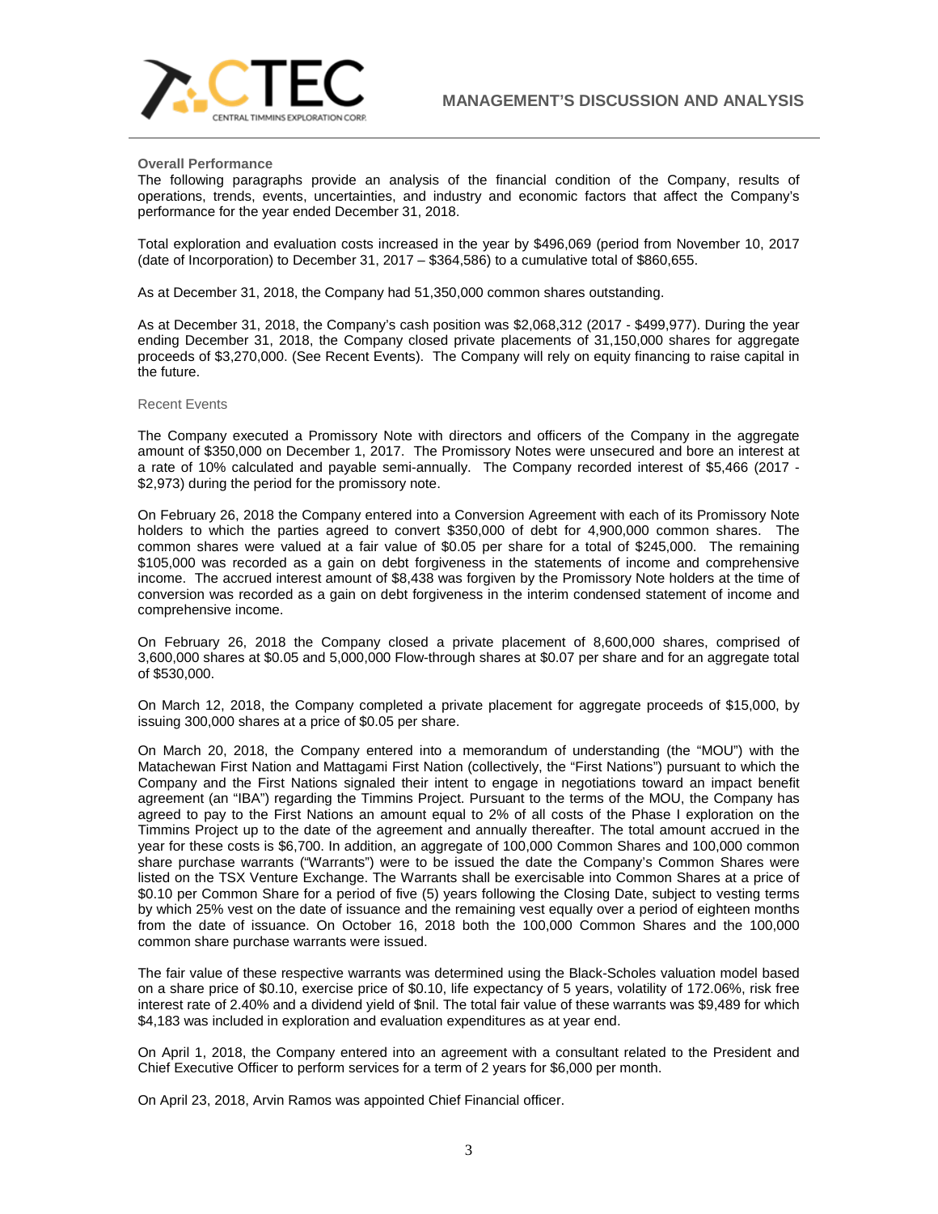## Overall Performance

The following paragraphs provide an analysis of the financial condition of the Company, results of operations, trends, events, uncertainties, and industry and economic factors that affect the Company's performance for the year ended December 31, 2018.

Total exploration and evaluation costs increased in the year by $496,069 (period from November 10, 2017 (date of Incorporation) to December 31, 2017 – $364,586) to a cumulative total of $860,655.

As at December 31, 2018, the Company had 51,350,000 common shares outstanding.

As at December 31, 2018, the Company's cash position was $2,068,312 (2017 - $499,977). During the year ending December 31, 2018, the Company closed private placements of 31,150,000 shares for aggregate proceeds of $3,270,000. (See Recent Events). The Company will rely on equity financing to raise capital in the future.

### Recent Events

The Company executed a Promissory Note with directors and officers of the Company in the aggregate amount of $350,000 on December 1, 2017. The Promissory Notes were unsecured and bore an interest at a rate of 10% calculated and payable semi-annually. The Company recorded interest of $5,466 (2017 - $2,973) during the period for the promissory note.

On February 26, 2018 the Company entered into a Conversion Agreement with each of its Promissory Note holders to which the parties agreed to convert $350,000 of debt for 4,900,000 common shares. The common shares were valued at a fair value of $0.05 per share for a total of $245,000. The remaining $105,000 was recorded as a gain on debt forgiveness in the statements of income and comprehensive income. The accrued interest amount of $8,438 was forgiven by the Promissory Note holders at the time of conversion was recorded as a gain on debt forgiveness in the interim condensed statement of income and comprehensive income.

On February 26, 2018 the Company closed a private placement of 8,600,000 shares, comprised of 3,600,000 shares at $0.05 and 5,000,000 Flow-through shares at $0.07 per share and for an aggregate total of $530,000.

On March 12, 2018, the Company completed a private placement for aggregate proceeds of $15,000, by issuing 300,000 shares at a price of $0.05 per share.

On March 20, 2018, the Company entered into a memorandum of understanding (the "MOU") with the Matachewan First Nation and Mattagami First Nation (collectively, the "First Nations") pursuant to which the Company and the First Nations signaled their intent to engage in negotiations toward an impact benefit agreement (an "IBA") regarding the Timmins Project. Pursuant to the terms of the MOU, the Company has agreed to pay to the First Nations an amount equal to 2% of all costs of the Phase I exploration on the Timmins Project up to the date of the agreement and annually thereafter. The total amount accrued in the year for these costs is $6,700. In addition, an aggregate of 100,000 Common Shares and 100,000 common share purchase warrants ("Warrants") were to be issued the date the Company's Common Shares were listed on the TSX Venture Exchange. The Warrants shall be exercisable into Common Shares at a price of $0.10 per Common Share for a period of five (5) years following the Closing Date, subject to vesting terms by which 25% vest on the date of issuance and the remaining vest equally over a period of eighteen months from the date of issuance. On October 16, 2018 both the 100,000 Common Shares and the 100,000 common share purchase warrants were issued.

The fair value of these respective warrants was determined using the Black-Scholes valuation model based on a share price of $0.10, exercise price of $0.10, life expectancy of 5 years, volatility of 172.06%, risk free interest rate of 2.40% and a dividend yield of $nil. The total fair value of these warrants was $9,489 for which $4,183 was included in exploration and evaluation expenditures as at year end.

On April 1, 2018, the Company entered into an agreement with a consultant related to the President and Chief Executive Officer to perform services for a term of 2 years for $6,000 per month.

On April 23, 2018, Arvin Ramos was appointed Chief Financial officer.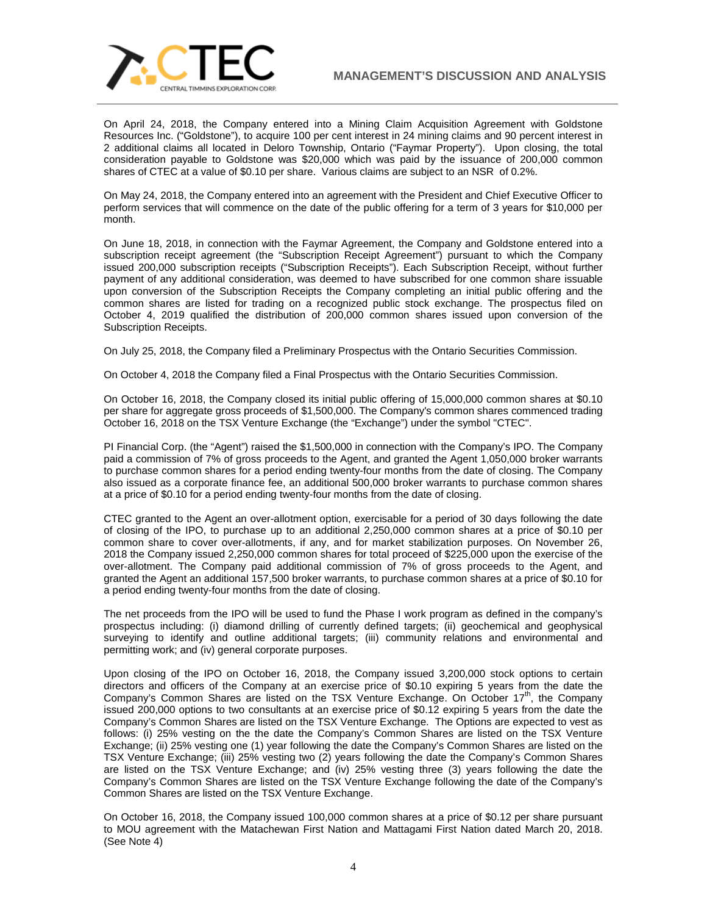On April 24, 2018, the Company entered into a Mining Claim Acquisition Agreement with Goldstone Resources Inc. ("Goldstone"), to acquire 100 per cent interest in 24 mining claims and 90 percent interest in 2 additional claims all located in Deloro Township, Ontario ("Faymar Property"). Upon closing, the total consideration payable to Goldstone was $20,000 which was paid by the issuance of 200,000 common shares of CTEC at a value of $0.10 per share. Various claims are subject to an NSR of 0.2%.

On May 24, 2018, the Company entered into an agreement with the President and Chief Executive Officer to perform services that will commence on the date of the public offering for a term of 3 years for $10,000 per month.

On June 18, 2018, in connection with the Faymar Agreement, the Company and Goldstone entered into a subscription receipt agreement (the "Subscription Receipt Agreement") pursuant to which the Company issued 200,000 subscription receipts ("Subscription Receipts"). Each Subscription Receipt, without further payment of any additional consideration, was deemed to have subscribed for one common share issuable upon conversion of the Subscription Receipts the Company completing an initial public offering and the common shares are listed for trading on a recognized public stock exchange. The prospectus filed on October 4, 2019 qualified the distribution of 200,000 common shares issued upon conversion of the Subscription Receipts.

On July 25, 2018, the Company filed a Preliminary Prospectus with the Ontario Securities Commission.

On October 4, 2018 the Company filed a Final Prospectus with the Ontario Securities Commission.

On October 16, 2018, the Company closed its initial public offering of 15,000,000 common shares at $0.10 per share for aggregate gross proceeds of $1,500,000. The Company's common shares commenced trading October 16, 2018 on the TSX Venture Exchange (the "Exchange") under the symbol "CTEC".

PI Financial Corp. (the "Agent") raised the $1,500,000 in connection with the Company's IPO. The Company paid a commission of 7% of gross proceeds to the Agent, and granted the Agent 1,050,000 broker warrants to purchase common shares for a period ending twenty-four months from the date of closing. The Company also issued as a corporate finance fee, an additional 500,000 broker warrants to purchase common shares at a price of $0.10 for a period ending twenty-four months from the date of closing.

CTEC granted to the Agent an over-allotment option, exercisable for a period of 30 days following the date of closing of the IPO, to purchase up to an additional 2,250,000 common shares at a price of $0.10 per common share to cover over-allotments, if any, and for market stabilization purposes. On November 26, 2018 the Company issued 2,250,000 common shares for total proceed of $225,000 upon the exercise of the over-allotment. The Company paid additional commission of 7% of gross proceeds to the Agent, and granted the Agent an additional 157,500 broker warrants, to purchase common shares at a price of $0.10 for a period ending twenty-four months from the date of closing.

The net proceeds from the IPO will be used to fund the Phase I work program as defined in the company's prospectus including: (i) diamond drilling of currently defined targets; (ii) geochemical and geophysical surveying to identify and outline additional targets; (iii) community relations and environmental and permitting work; and (iv) general corporate purposes.

Upon closing of the IPO on October 16, 2018, the Company issued 3,200,000 stock options to certain directors and officers of the Company at an exercise price of $0.10 expiring 5 years from the date the Company's Common Shares are listed on the TSX Venture Exchange. On October 17th, the Company issued 200,000 options to two consultants at an exercise price of $0.12 expiring 5 years from the date the Company's Common Shares are listed on the TSX Venture Exchange. The Options are expected to vest as follows: (i) 25% vesting on the the date the Company's Common Shares are listed on the TSX Venture Exchange; (ii) 25% vesting one (1) year following the date the Company's Common Shares are listed on the TSX Venture Exchange; (iii) 25% vesting two (2) years following the date the Company's Common Shares are listed on the TSX Venture Exchange; and (iv) 25% vesting three (3) years following the date the Company's Common Shares are listed on the TSX Venture Exchange following the date of the Company's Common Shares are listed on the TSX Venture Exchange.

On October 16, 2018, the Company issued 100,000 common shares at a price of $0.12 per share pursuant to MOU agreement with the Matachewan First Nation and Mattagami First Nation dated March 20, 2018. (See Note 4)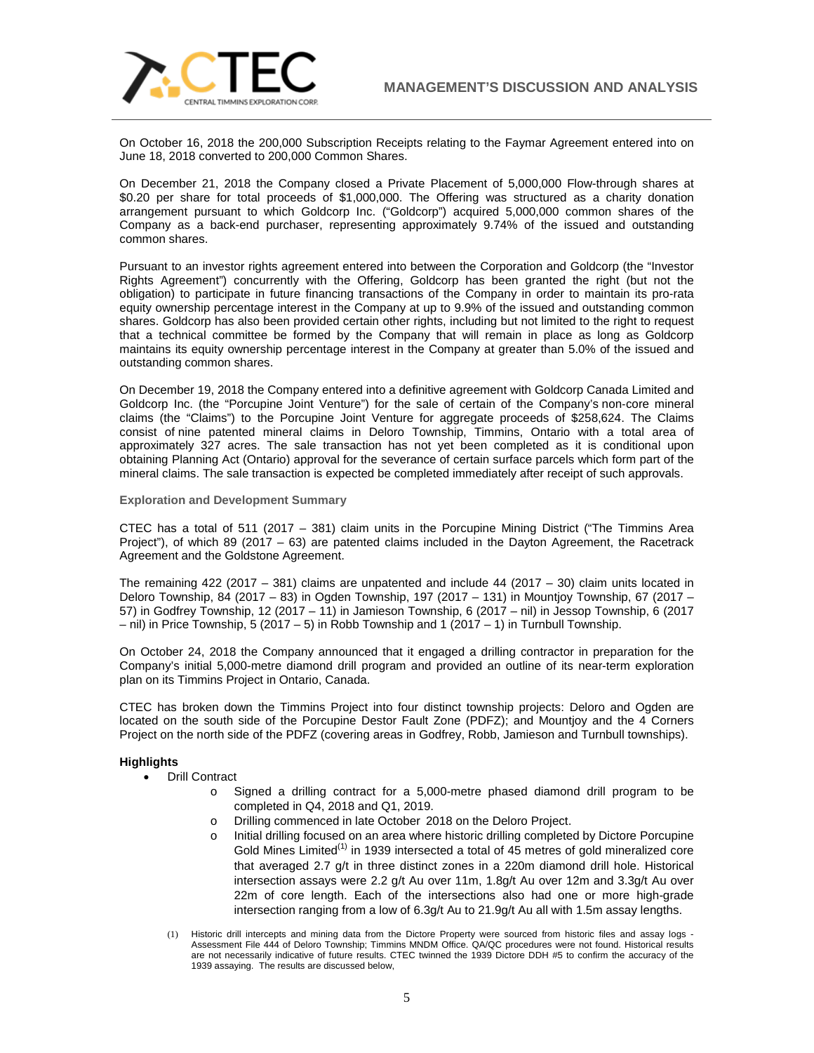On October 16, 2018 the 200,000 Subscription Receipts relating to the Faymar Agreement entered into on June 18, 2018 converted to 200,000 Common Shares.

On December 21, 2018 the Company closed a Private Placement of 5,000,000 Flow-through shares at $0.20 per share for total proceeds of $1,000,000. The Offering was structured as a charity donation arrangement pursuant to which Goldcorp Inc. ("Goldcorp") acquired 5,000,000 common shares of the Company as a back-end purchaser, representing approximately 9.74% of the issued and outstanding common shares.

Pursuant to an investor rights agreement entered into between the Corporation and Goldcorp (the "Investor Rights Agreement") concurrently with the Offering, Goldcorp has been granted the right (but not the obligation) to participate in future financing transactions of the Company in order to maintain its pro-rata equity ownership percentage interest in the Company at up to 9.9% of the issued and outstanding common shares. Goldcorp has also been provided certain other rights, including but not limited to the right to request that a technical committee be formed by the Company that will remain in place as long as Goldcorp maintains its equity ownership percentage interest in the Company at greater than 5.0% of the issued and outstanding common shares.

On December 19, 2018 the Company entered into a definitive agreement with Goldcorp Canada Limited and Goldcorp Inc. (the "Porcupine Joint Venture") for the sale of certain of the Company's non-core mineral claims (the "Claims") to the Porcupine Joint Venture for aggregate proceeds of $258,624. The Claims consist of nine patented mineral claims in Deloro Township, Timmins, Ontario with a total area of approximately 327 acres. The sale transaction has not yet been completed as it is conditional upon obtaining Planning Act (Ontario) approval for the severance of certain surface parcels which form part of the mineral claims. The sale transaction is expected be completed immediately after receipt of such approvals.

### Exploration and Development Summary

CTEC has a total of 511 (2017 – 381) claim units in the Porcupine Mining District ("The Timmins Area Project"), of which 89 (2017 – 63) are patented claims included in the Dayton Agreement, the Racetrack Agreement and the Goldstone Agreement.

The remaining 422 (2017 – 381) claims are unpatented and include 44 (2017 – 30) claim units located in Deloro Township, 84 (2017 – 83) in Ogden Township, 197 (2017 – 131) in Mountjoy Township, 67 (2017 – 57) in Godfrey Township, 12 (2017 – 11) in Jamieson Township, 6 (2017 – nil) in Jessop Township, 6 (2017 – nil) in Price Township, 5 (2017 – 5) in Robb Township and 1 (2017 – 1) in Turnbull Township.

On October 24, 2018 the Company announced that it engaged a drilling contractor in preparation for the Company's initial 5,000-metre diamond drill program and provided an outline of its near-term exploration plan on its Timmins Project in Ontario, Canada.

CTEC has broken down the Timmins Project into four distinct township projects: Deloro and Ogden are located on the south side of the Porcupine Destor Fault Zone (PDFZ); and Mountjoy and the 4 Corners Project on the north side of the PDFZ (covering areas in Godfrey, Robb, Jamieson and Turnbull townships).

**Highlights**

- Drill Contract
  - Signed a drilling contract for a 5,000-metre phased diamond drill program to be completed in Q4, 2018 and Q1, 2019.
  - Drilling commenced in late October 2018 on the Deloro Project.
  - Initial drilling focused on an area where historic drilling completed by Dictore Porcupine Gold Mines Limited[1] in 1939 intersected a total of 45 metres of gold mineralized core that averaged 2.7 g/t in three distinct zones in a 220m diamond drill hole. Historical intersection assays were 2.2 g/t Au over 11m, 1.8g/t Au over 12m and 3.3g/t Au over 22m of core length. Each of the intersections also had one or more high-grade intersection ranging from a low of 6.3g/t Au to 21.9g/t Au all with 1.5m assay lengths.

(1) Historic drill intercepts and mining data from the Dictore Property were sourced from historic files and assay logs - Assessment File 444 of Deloro Township; Timmins MNDM Office. QA/QC procedures were not found. Historical results are not necessarily indicative of future results. CTEC twinned the 1939 Dictore DDH #5 to confirm the accuracy of the 1939 assaying. The results are discussed below,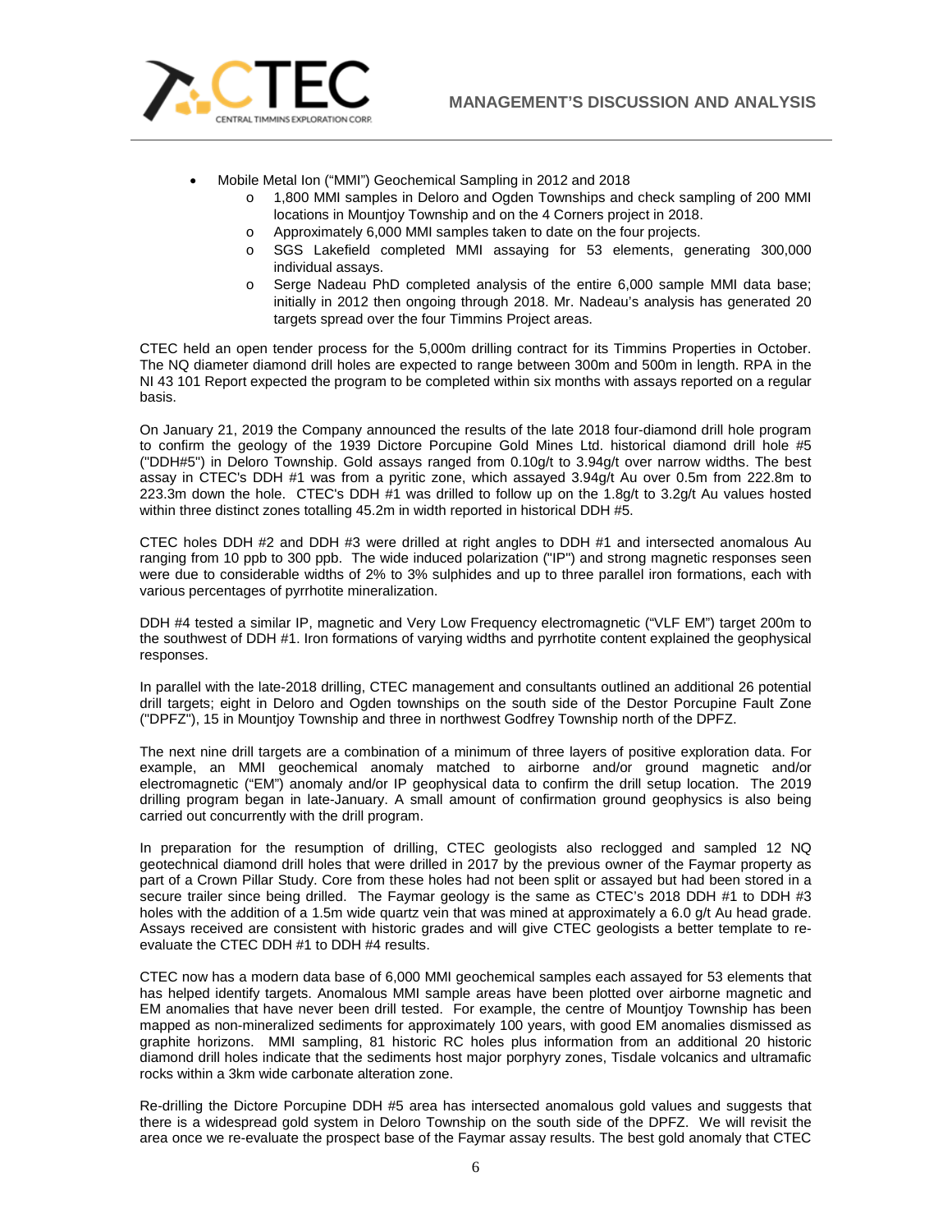- Mobile Metal Ion ("MMI") Geochemical Sampling in 2012 and 2018
  - 1,800 MMI samples in Deloro and Ogden Townships and check sampling of 200 MMI locations in Mountjoy Township and on the 4 Corners project in 2018.
  - Approximately 6,000 MMI samples taken to date on the four projects.
  - SGS Lakefield completed MMI assaying for 53 elements, generating 300,000 individual assays.
  - Serge Nadeau PhD completed analysis of the entire 6,000 sample MMI data base; initially in 2012 then ongoing through 2018. Mr. Nadeau's analysis has generated 20 targets spread over the four Timmins Project areas.

CTEC held an open tender process for the 5,000m drilling contract for its Timmins Properties in October. The NQ diameter diamond drill holes are expected to range between 300m and 500m in length. RPA in the NI 43 101 Report expected the program to be completed within six months with assays reported on a regular basis.

On January 21, 2019 the Company announced the results of the late 2018 four-diamond drill hole program to confirm the geology of the 1939 Dictore Porcupine Gold Mines Ltd. historical diamond drill hole #5 ("DDH#5") in Deloro Township. Gold assays ranged from 0.10g/t to 3.94g/t over narrow widths. The best assay in CTEC's DDH #1 was from a pyritic zone, which assayed 3.94g/t Au over 0.5m from 222.8m to 223.3m down the hole. CTEC's DDH #1 was drilled to follow up on the 1.8g/t to 3.2g/t Au values hosted within three distinct zones totalling 45.2m in width reported in historical DDH #5.

CTEC holes DDH #2 and DDH #3 were drilled at right angles to DDH #1 and intersected anomalous Au ranging from 10 ppb to 300 ppb. The wide induced polarization ("IP") and strong magnetic responses seen were due to considerable widths of 2% to 3% sulphides and up to three parallel iron formations, each with various percentages of pyrrhotite mineralization.

DDH #4 tested a similar IP, magnetic and Very Low Frequency electromagnetic ("VLF EM") target 200m to the southwest of DDH #1. Iron formations of varying widths and pyrrhotite content explained the geophysical responses.

In parallel with the late-2018 drilling, CTEC management and consultants outlined an additional 26 potential drill targets; eight in Deloro and Ogden townships on the south side of the Destor Porcupine Fault Zone ("DPFZ"), 15 in Mountjoy Township and three in northwest Godfrey Township north of the DPFZ.

The next nine drill targets are a combination of a minimum of three layers of positive exploration data. For example, an MMI geochemical anomaly matched to airborne and/or ground magnetic and/or electromagnetic ("EM") anomaly and/or IP geophysical data to confirm the drill setup location. The 2019 drilling program began in late-January. A small amount of confirmation ground geophysics is also being carried out concurrently with the drill program.

In preparation for the resumption of drilling, CTEC geologists also reclogged and sampled 12 NQ geotechnical diamond drill holes that were drilled in 2017 by the previous owner of the Faymar property as part of a Crown Pillar Study. Core from these holes had not been split or assayed but had been stored in a secure trailer since being drilled. The Faymar geology is the same as CTEC's 2018 DDH #1 to DDH #3 holes with the addition of a 1.5m wide quartz vein that was mined at approximately a 6.0 g/t Au head grade. Assays received are consistent with historic grades and will give CTEC geologists a better template to re-evaluate the CTEC DDH #1 to DDH #4 results.

CTEC now has a modern data base of 6,000 MMI geochemical samples each assayed for 53 elements that has helped identify targets. Anomalous MMI sample areas have been plotted over airborne magnetic and EM anomalies that have never been drill tested. For example, the centre of Mountjoy Township has been mapped as non-mineralized sediments for approximately 100 years, with good EM anomalies dismissed as graphite horizons. MMI sampling, 81 historic RC holes plus information from an additional 20 historic diamond drill holes indicate that the sediments host major porphyry zones, Tisdale volcanics and ultramafic rocks within a 3km wide carbonate alteration zone.

Re-drilling the Dictore Porcupine DDH #5 area has intersected anomalous gold values and suggests that there is a widespread gold system in Deloro Township on the south side of the DPFZ. We will revisit the area once we re-evaluate the prospect base of the Faymar assay results. The best gold anomaly that CTEC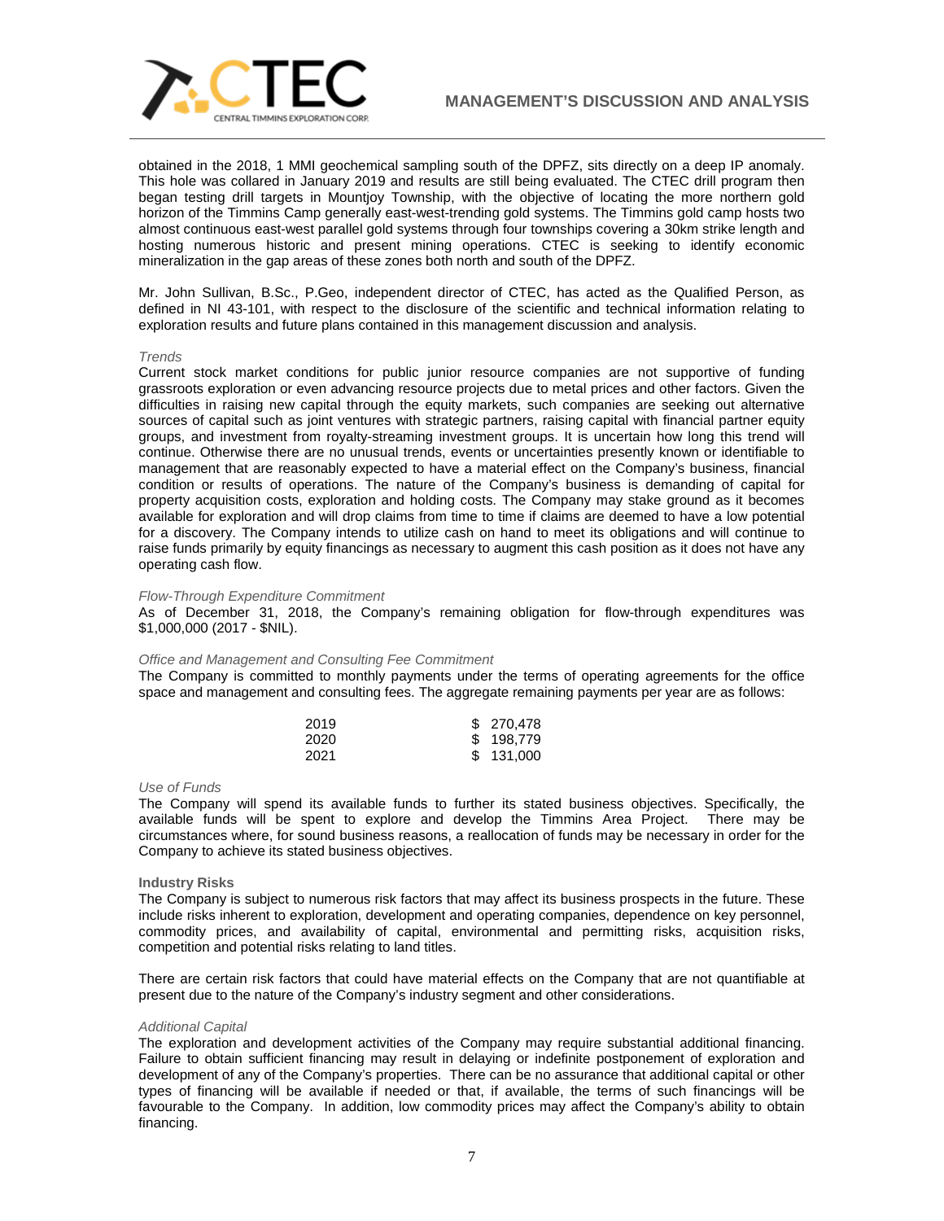obtained in the 2018, 1 MMI geochemical sampling south of the DPFZ, sits directly on a deep IP anomaly. This hole was collared in January 2019 and results are still being evaluated. The CTEC drill program then began testing drill targets in Mountjoy Township, with the objective of locating the more northern gold horizon of the Timmins Camp generally east-west-trending gold systems. The Timmins gold camp hosts two almost continuous east-west parallel gold systems through four townships covering a 30km strike length and hosting numerous historic and present mining operations. CTEC is seeking to identify economic mineralization in the gap areas of these zones both north and south of the DPFZ.

Mr. John Sullivan, B.Sc., P.Geo, independent director of CTEC, has acted as the Qualified Person, as defined in NI 43-101, with respect to the disclosure of the scientific and technical information relating to exploration results and future plans contained in this management discussion and analysis.

*Trends*

Current stock market conditions for public junior resource companies are not supportive of funding grassroots exploration or even advancing resource projects due to metal prices and other factors. Given the difficulties in raising new capital through the equity markets, such companies are seeking out alternative sources of capital such as joint ventures with strategic partners, raising capital with financial partner equity groups, and investment from royalty-streaming investment groups. It is uncertain how long this trend will continue. Otherwise there are no unusual trends, events or uncertainties presently known or identifiable to management that are reasonably expected to have a material effect on the Company's business, financial condition or results of operations. The nature of the Company's business is demanding of capital for property acquisition costs, exploration and holding costs. The Company may stake ground as it becomes available for exploration and will drop claims from time to time if claims are deemed to have a low potential for a discovery. The Company intends to utilize cash on hand to meet its obligations and will continue to raise funds primarily by equity financings as necessary to augment this cash position as it does not have any operating cash flow.

*Flow-Through Expenditure Commitment*

As of December 31, 2018, the Company's remaining obligation for flow-through expenditures was $1,000,000 (2017 - $NIL).

*Office and Management and Consulting Fee Commitment*

The Company is committed to monthly payments under the terms of operating agreements for the office space and management and consulting fees. The aggregate remaining payments per year are as follows:

| | |
|---|---|
| 2019 | $ 270,478 |
| 2020 | $ 198,779 |
| 2021 | $ 131,000 |

*Use of Funds*

The Company will spend its available funds to further its stated business objectives. Specifically, the available funds will be spent to explore and develop the Timmins Area Project. There may be circumstances where, for sound business reasons, a reallocation of funds may be necessary in order for the Company to achieve its stated business objectives.

**Industry Risks**

The Company is subject to numerous risk factors that may affect its business prospects in the future. These include risks inherent to exploration, development and operating companies, dependence on key personnel, commodity prices, and availability of capital, environmental and permitting risks, acquisition risks, competition and potential risks relating to land titles.

There are certain risk factors that could have material effects on the Company that are not quantifiable at present due to the nature of the Company's industry segment and other considerations.

*Additional Capital*

The exploration and development activities of the Company may require substantial additional financing. Failure to obtain sufficient financing may result in delaying or indefinite postponement of exploration and development of any of the Company's properties. There can be no assurance that additional capital or other types of financing will be available if needed or that, if available, the terms of such financings will be favourable to the Company. In addition, low commodity prices may affect the Company's ability to obtain financing.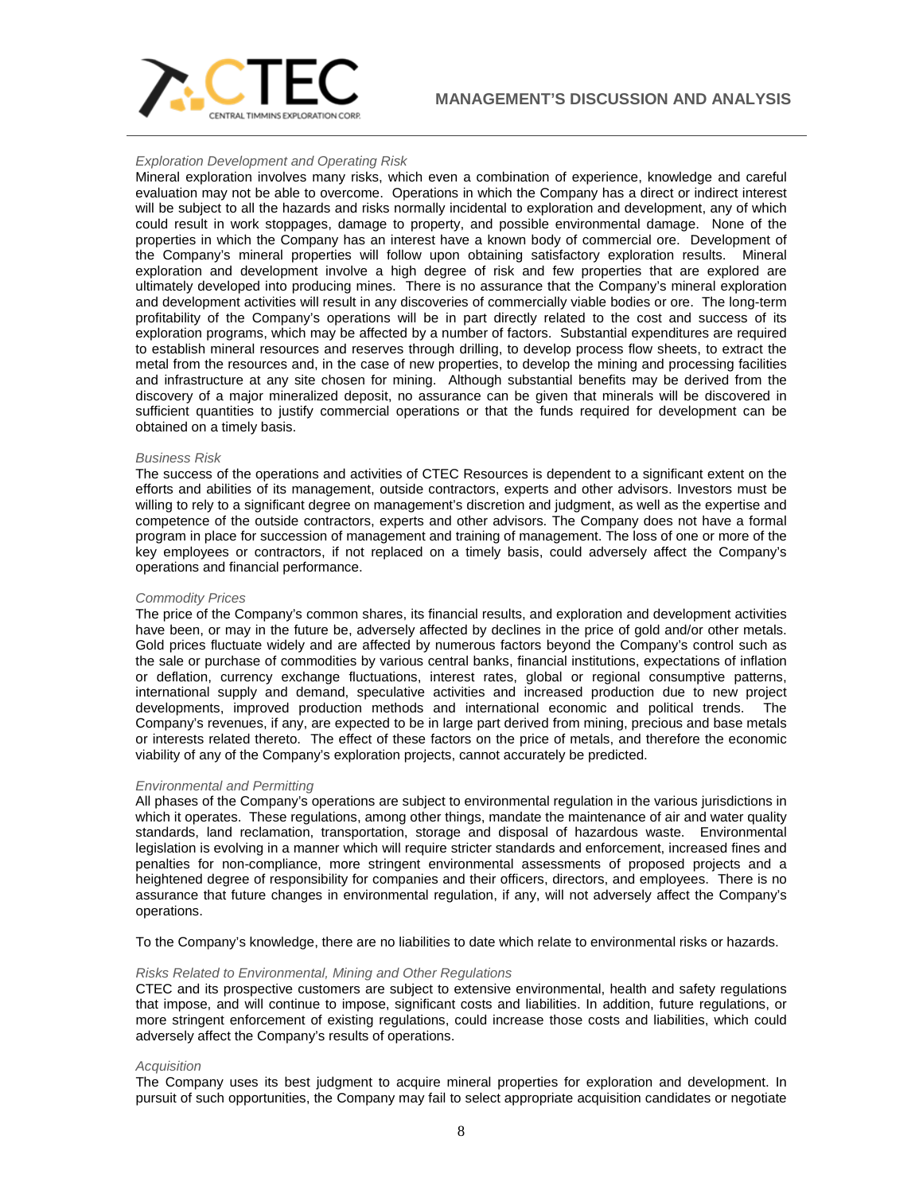*Exploration Development and Operating Risk*

Mineral exploration involves many risks, which even a combination of experience, knowledge and careful evaluation may not be able to overcome. Operations in which the Company has a direct or indirect interest will be subject to all the hazards and risks normally incidental to exploration and development, any of which could result in work stoppages, damage to property, and possible environmental damage. None of the properties in which the Company has an interest have a known body of commercial ore. Development of the Company's mineral properties will follow upon obtaining satisfactory exploration results. Mineral exploration and development involve a high degree of risk and few properties that are explored are ultimately developed into producing mines. There is no assurance that the Company's mineral exploration and development activities will result in any discoveries of commercially viable bodies or ore. The long-term profitability of the Company's operations will be in part directly related to the cost and success of its exploration programs, which may be affected by a number of factors. Substantial expenditures are required to establish mineral resources and reserves through drilling, to develop process flow sheets, to extract the metal from the resources and, in the case of new properties, to develop the mining and processing facilities and infrastructure at any site chosen for mining. Although substantial benefits may be derived from the discovery of a major mineralized deposit, no assurance can be given that minerals will be discovered in sufficient quantities to justify commercial operations or that the funds required for development can be obtained on a timely basis.

*Business Risk*

The success of the operations and activities of CTEC Resources is dependent to a significant extent on the efforts and abilities of its management, outside contractors, experts and other advisors. Investors must be willing to rely to a significant degree on management's discretion and judgment, as well as the expertise and competence of the outside contractors, experts and other advisors. The Company does not have a formal program in place for succession of management and training of management. The loss of one or more of the key employees or contractors, if not replaced on a timely basis, could adversely affect the Company's operations and financial performance.

*Commodity Prices*

The price of the Company's common shares, its financial results, and exploration and development activities have been, or may in the future be, adversely affected by declines in the price of gold and/or other metals. Gold prices fluctuate widely and are affected by numerous factors beyond the Company's control such as the sale or purchase of commodities by various central banks, financial institutions, expectations of inflation or deflation, currency exchange fluctuations, interest rates, global or regional consumptive patterns, international supply and demand, speculative activities and increased production due to new project developments, improved production methods and international economic and political trends. The Company's revenues, if any, are expected to be in large part derived from mining, precious and base metals or interests related thereto. The effect of these factors on the price of metals, and therefore the economic viability of any of the Company's exploration projects, cannot accurately be predicted.

*Environmental and Permitting*

All phases of the Company's operations are subject to environmental regulation in the various jurisdictions in which it operates. These regulations, among other things, mandate the maintenance of air and water quality standards, land reclamation, transportation, storage and disposal of hazardous waste. Environmental legislation is evolving in a manner which will require stricter standards and enforcement, increased fines and penalties for non-compliance, more stringent environmental assessments of proposed projects and a heightened degree of responsibility for companies and their officers, directors, and employees. There is no assurance that future changes in environmental regulation, if any, will not adversely affect the Company's operations.

To the Company's knowledge, there are no liabilities to date which relate to environmental risks or hazards.

*Risks Related to Environmental, Mining and Other Regulations*

CTEC and its prospective customers are subject to extensive environmental, health and safety regulations that impose, and will continue to impose, significant costs and liabilities. In addition, future regulations, or more stringent enforcement of existing regulations, could increase those costs and liabilities, which could adversely affect the Company's results of operations.

*Acquisition*

The Company uses its best judgment to acquire mineral properties for exploration and development. In pursuit of such opportunities, the Company may fail to select appropriate acquisition candidates or negotiate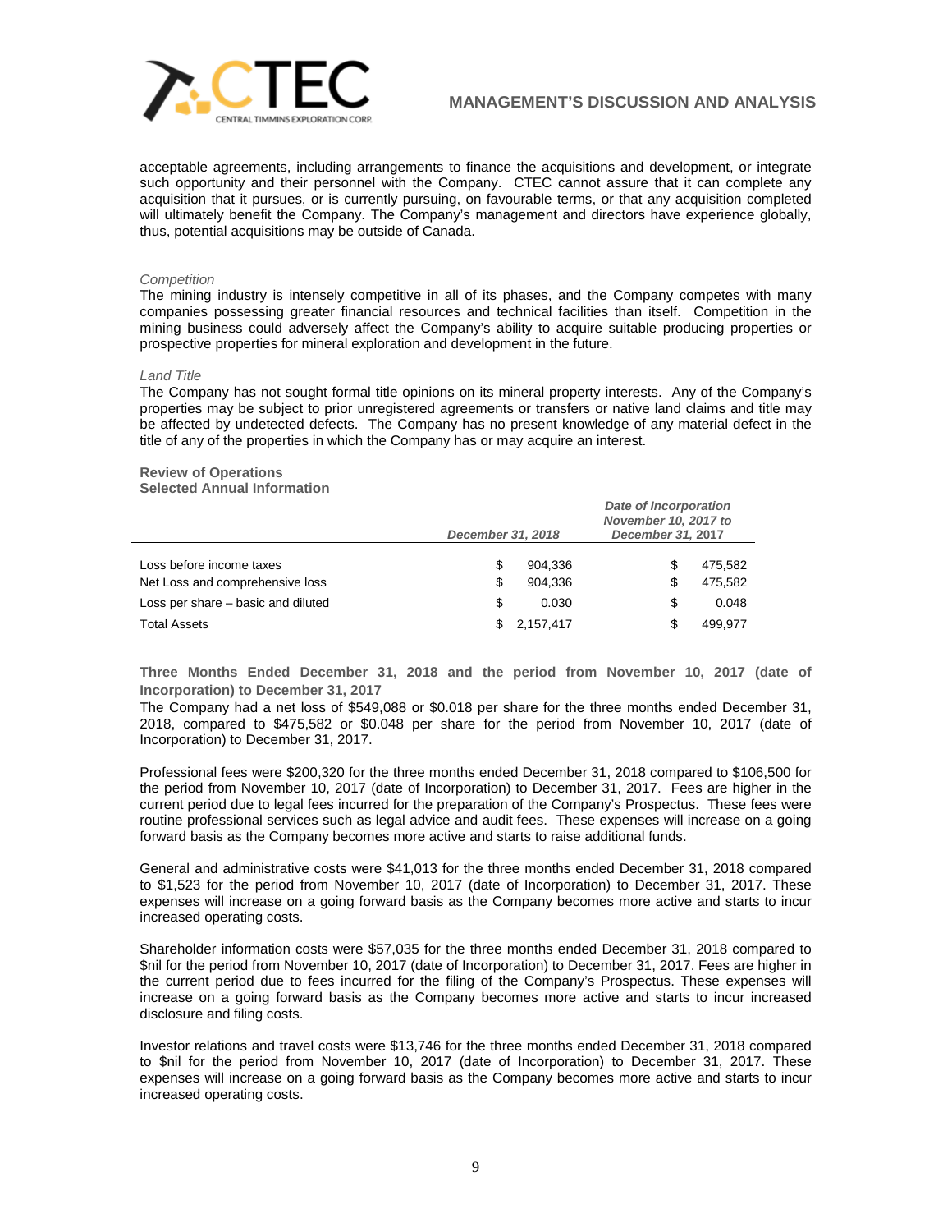acceptable agreements, including arrangements to finance the acquisitions and development, or integrate such opportunity and their personnel with the Company. CTEC cannot assure that it can complete any acquisition that it pursues, or is currently pursuing, on favourable terms, or that any acquisition completed will ultimately benefit the Company. The Company's management and directors have experience globally, thus, potential acquisitions may be outside of Canada.

*Competition*

The mining industry is intensely competitive in all of its phases, and the Company competes with many companies possessing greater financial resources and technical facilities than itself. Competition in the mining business could adversely affect the Company's ability to acquire suitable producing properties or prospective properties for mineral exploration and development in the future.

*Land Title*

The Company has not sought formal title opinions on its mineral property interests. Any of the Company's properties may be subject to prior unregistered agreements or transfers or native land claims and title may be affected by undetected defects. The Company has no present knowledge of any material defect in the title of any of the properties in which the Company has or may acquire an interest.

**Review of Operations**

**Selected Annual Information**

| | *December 31, 2018* | *Date of Incorporation November 10, 2017 to December 31, 2017* |
|---|---|---|
| Loss before income taxes | $ 904,336 | $ 475,582 |
| Net Loss and comprehensive loss | $ 904,336 | $ 475,582 |
| Loss per share – basic and diluted | $ 0.030 | $ 0.048 |
| Total Assets | $ 2,157,417 | $ 499,977 |

**Three Months Ended December 31, 2018 and the period from November 10, 2017 (date of Incorporation) to December 31, 2017**

The Company had a net loss of $549,088 or $0.018 per share for the three months ended December 31, 2018, compared to $475,582 or $0.048 per share for the period from November 10, 2017 (date of Incorporation) to December 31, 2017.

Professional fees were $200,320 for the three months ended December 31, 2018 compared to $106,500 for the period from November 10, 2017 (date of Incorporation) to December 31, 2017. Fees are higher in the current period due to legal fees incurred for the preparation of the Company's Prospectus. These fees were routine professional services such as legal advice and audit fees. These expenses will increase on a going forward basis as the Company becomes more active and starts to raise additional funds.

General and administrative costs were $41,013 for the three months ended December 31, 2018 compared to $1,523 for the period from November 10, 2017 (date of Incorporation) to December 31, 2017. These expenses will increase on a going forward basis as the Company becomes more active and starts to incur increased operating costs.

Shareholder information costs were $57,035 for the three months ended December 31, 2018 compared to $nil for the period from November 10, 2017 (date of Incorporation) to December 31, 2017. Fees are higher in the current period due to fees incurred for the filing of the Company's Prospectus. These expenses will increase on a going forward basis as the Company becomes more active and starts to incur increased disclosure and filing costs.

Investor relations and travel costs were $13,746 for the three months ended December 31, 2018 compared to $nil for the period from November 10, 2017 (date of Incorporation) to December 31, 2017. These expenses will increase on a going forward basis as the Company becomes more active and starts to incur increased operating costs.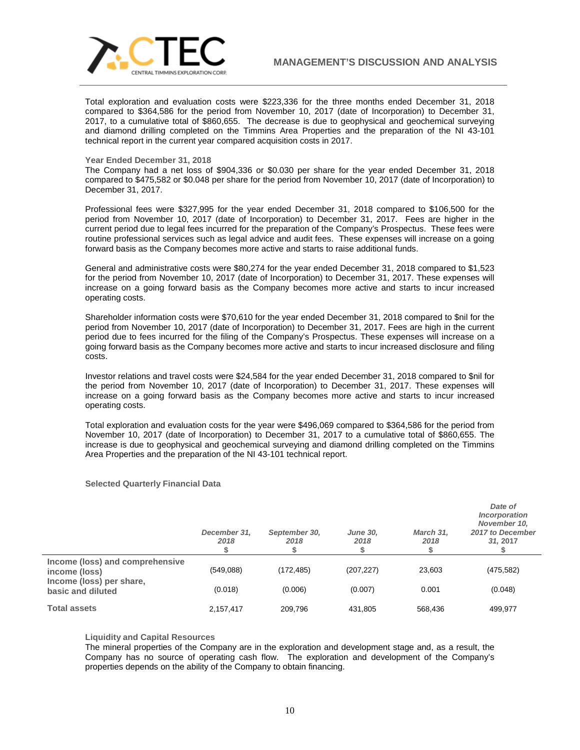Total exploration and evaluation costs were $223,336 for the three months ended December 31, 2018 compared to $364,586 for the period from November 10, 2017 (date of Incorporation) to December 31, 2017, to a cumulative total of $860,655. The decrease is due to geophysical and geochemical surveying and diamond drilling completed on the Timmins Area Properties and the preparation of the NI 43-101 technical report in the current year compared acquisition costs in 2017.

### Year Ended December 31, 2018

The Company had a net loss of $904,336 or $0.030 per share for the year ended December 31, 2018 compared to $475,582 or $0.048 per share for the period from November 10, 2017 (date of Incorporation) to December 31, 2017.

Professional fees were $327,995 for the year ended December 31, 2018 compared to $106,500 for the period from November 10, 2017 (date of Incorporation) to December 31, 2017. Fees are higher in the current period due to legal fees incurred for the preparation of the Company's Prospectus. These fees were routine professional services such as legal advice and audit fees. These expenses will increase on a going forward basis as the Company becomes more active and starts to raise additional funds.

General and administrative costs were $80,274 for the year ended December 31, 2018 compared to $1,523 for the period from November 10, 2017 (date of Incorporation) to December 31, 2017. These expenses will increase on a going forward basis as the Company becomes more active and starts to incur increased operating costs.

Shareholder information costs were $70,610 for the year ended December 31, 2018 compared to $nil for the period from November 10, 2017 (date of Incorporation) to December 31, 2017. Fees are high in the current period due to fees incurred for the filing of the Company's Prospectus. These expenses will increase on a going forward basis as the Company becomes more active and starts to incur increased disclosure and filing costs.

Investor relations and travel costs were $24,584 for the year ended December 31, 2018 compared to $nil for the period from November 10, 2017 (date of Incorporation) to December 31, 2017. These expenses will increase on a going forward basis as the Company becomes more active and starts to incur increased operating costs.

Total exploration and evaluation costs for the year were $496,069 compared to $364,586 for the period from November 10, 2017 (date of Incorporation) to December 31, 2017 to a cumulative total of $860,655. The increase is due to geophysical and geochemical surveying and diamond drilling completed on the Timmins Area Properties and the preparation of the NI 43-101 technical report.

### Selected Quarterly Financial Data

| | *December 31, 2018* $ | *September 30, 2018* $ | *June 30, 2018* $ | *March 31, 2018* $ | *Date of Incorporation November 10, 2017 to December 31, 2017* $ |
|---|---|---|---|---|---|
| **Income (loss) and comprehensive income (loss)** | (549,088) | (172,485) | (207,227) | 23,603 | (475,582) |
| **Income (loss) per share, basic and diluted** | (0.018) | (0.006) | (0.007) | 0.001 | (0.048) |
| **Total assets** | 2,157,417 | 209,796 | 431,805 | 568,436 | 499,977 |

### Liquidity and Capital Resources

The mineral properties of the Company are in the exploration and development stage and, as a result, the Company has no source of operating cash flow. The exploration and development of the Company's properties depends on the ability of the Company to obtain financing.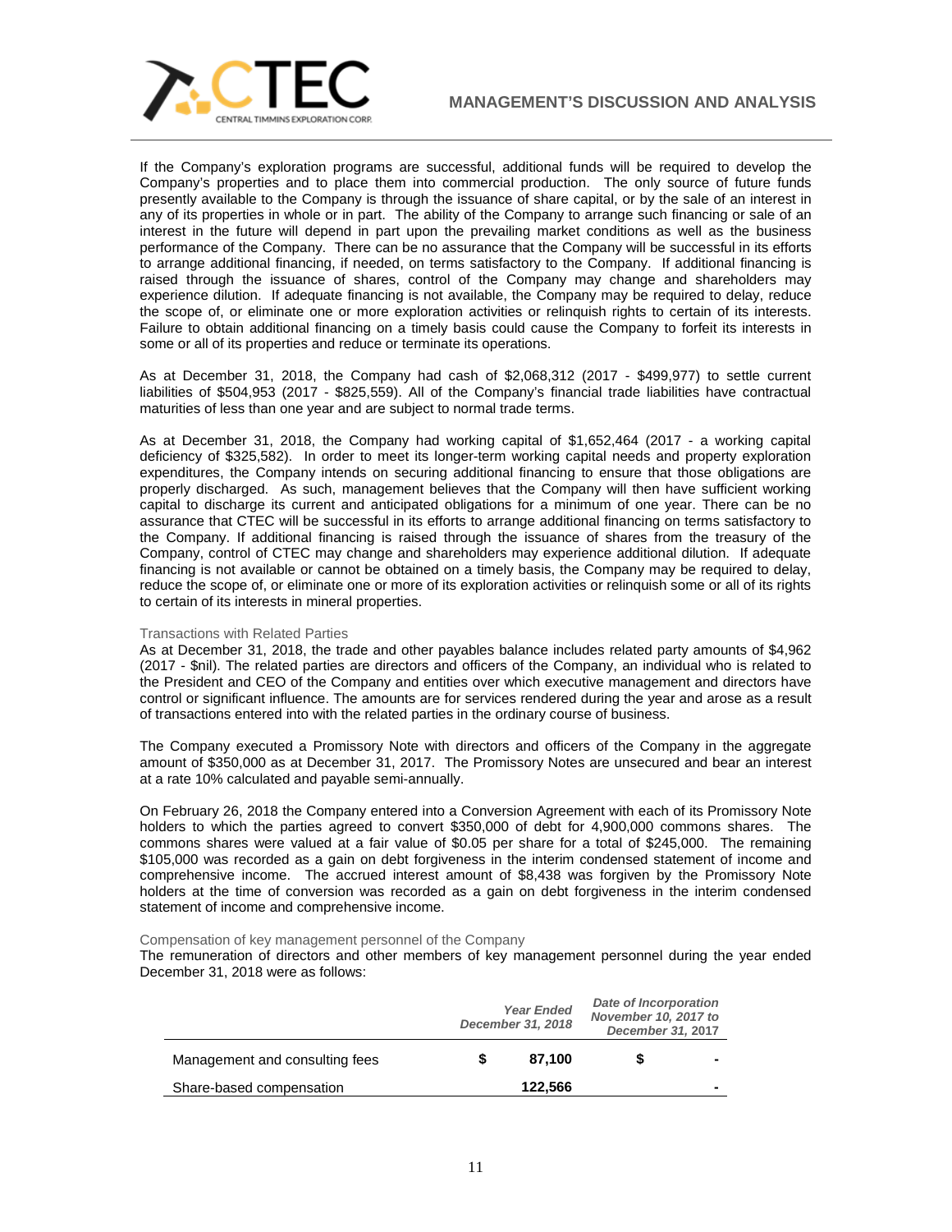If the Company's exploration programs are successful, additional funds will be required to develop the Company's properties and to place them into commercial production. The only source of future funds presently available to the Company is through the issuance of share capital, or by the sale of an interest in any of its properties in whole or in part. The ability of the Company to arrange such financing or sale of an interest in the future will depend in part upon the prevailing market conditions as well as the business performance of the Company. There can be no assurance that the Company will be successful in its efforts to arrange additional financing, if needed, on terms satisfactory to the Company. If additional financing is raised through the issuance of shares, control of the Company may change and shareholders may experience dilution. If adequate financing is not available, the Company may be required to delay, reduce the scope of, or eliminate one or more exploration activities or relinquish rights to certain of its interests. Failure to obtain additional financing on a timely basis could cause the Company to forfeit its interests in some or all of its properties and reduce or terminate its operations.

As at December 31, 2018, the Company had cash of $2,068,312 (2017 - $499,977) to settle current liabilities of $504,953 (2017 - $825,559). All of the Company's financial trade liabilities have contractual maturities of less than one year and are subject to normal trade terms.

As at December 31, 2018, the Company had working capital of $1,652,464 (2017 - a working capital deficiency of $325,582). In order to meet its longer-term working capital needs and property exploration expenditures, the Company intends on securing additional financing to ensure that those obligations are properly discharged. As such, management believes that the Company will then have sufficient working capital to discharge its current and anticipated obligations for a minimum of one year. There can be no assurance that CTEC will be successful in its efforts to arrange additional financing on terms satisfactory to the Company. If additional financing is raised through the issuance of shares from the treasury of the Company, control of CTEC may change and shareholders may experience additional dilution. If adequate financing is not available or cannot be obtained on a timely basis, the Company may be required to delay, reduce the scope of, or eliminate one or more of its exploration activities or relinquish some or all of its rights to certain of its interests in mineral properties.

### Transactions with Related Parties

As at December 31, 2018, the trade and other payables balance includes related party amounts of $4,962 (2017 - $nil). The related parties are directors and officers of the Company, an individual who is related to the President and CEO of the Company and entities over which executive management and directors have control or significant influence. The amounts are for services rendered during the year and arose as a result of transactions entered into with the related parties in the ordinary course of business.

The Company executed a Promissory Note with directors and officers of the Company in the aggregate amount of $350,000 as at December 31, 2017. The Promissory Notes are unsecured and bear an interest at a rate 10% calculated and payable semi-annually.

On February 26, 2018 the Company entered into a Conversion Agreement with each of its Promissory Note holders to which the parties agreed to convert $350,000 of debt for 4,900,000 commons shares. The commons shares were valued at a fair value of $0.05 per share for a total of $245,000. The remaining $105,000 was recorded as a gain on debt forgiveness in the interim condensed statement of income and comprehensive income. The accrued interest amount of $8,438 was forgiven by the Promissory Note holders at the time of conversion was recorded as a gain on debt forgiveness in the interim condensed statement of income and comprehensive income.

### Compensation of key management personnel of the Company

The remuneration of directors and other members of key management personnel during the year ended December 31, 2018 were as follows:

| | *Year Ended December 31, 2018* | *Date of Incorporation November 10, 2017 to December 31, 2017* |
|---|---|---|
| Management and consulting fees | $ **87,100** | $ - |
| Share-based compensation | **122,566** | - |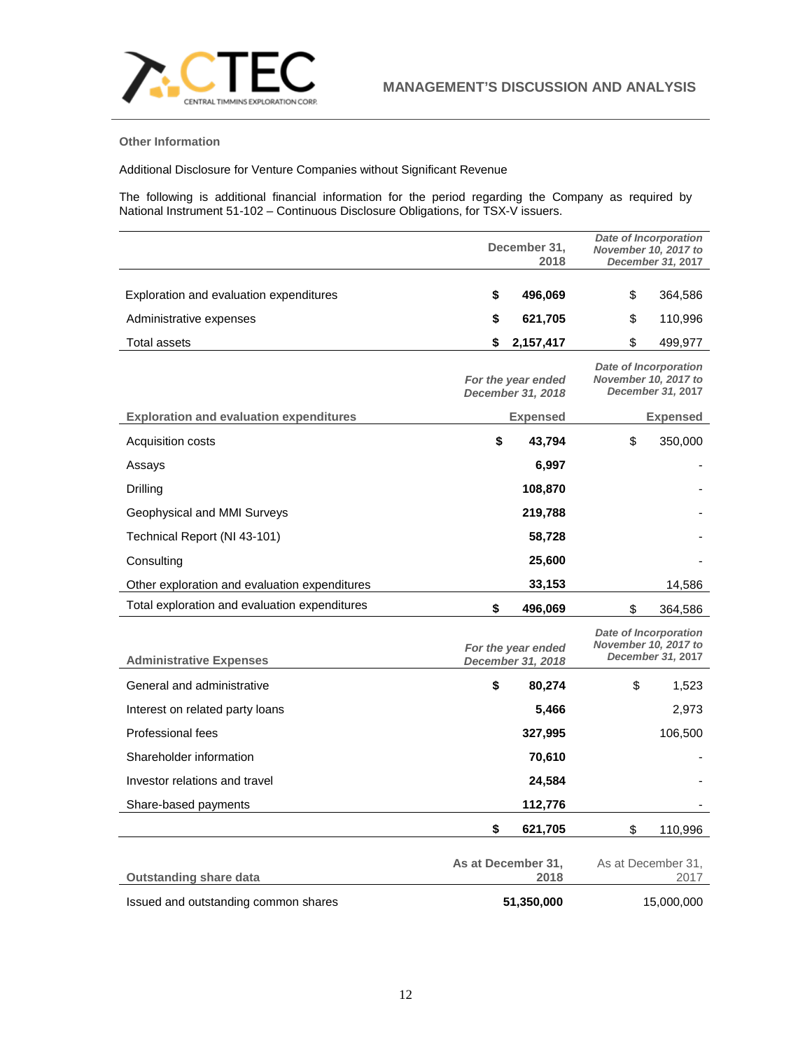**Other Information**

Additional Disclosure for Venture Companies without Significant Revenue

The following is additional financial information for the period regarding the Company as required by National Instrument 51-102 – Continuous Disclosure Obligations, for TSX-V issuers.

| | December 31, 2018 | *Date of Incorporation November 10, 2017 to December 31, 2017* |
|---|---|---|
| Exploration and evaluation expenditures | **$ 496,069** | $ 364,586 |
| Administrative expenses | **$ 621,705** | $ 110,996 |
| Total assets | **$ 2,157,417** | $ 499,977 |

| **Exploration and evaluation expenditures** | *For the year ended December 31, 2018* **Expensed** | *Date of Incorporation November 10, 2017 to December 31, 2017* **Expensed** |
|---|---|---|
| Acquisition costs | **$ 43,794** | $ 350,000 |
| Assays | **6,997** | - |
| Drilling | **108,870** | - |
| Geophysical and MMI Surveys | **219,788** | - |
| Technical Report (NI 43-101) | **58,728** | - |
| Consulting | **25,600** | - |
| Other exploration and evaluation expenditures | **33,153** | 14,586 |
| Total exploration and evaluation expenditures | **$ 496,069** | $ 364,586 |

| **Administrative Expenses** | *For the year ended December 31, 2018* | *Date of Incorporation November 10, 2017 to December 31, 2017* |
|---|---|---|
| General and administrative | **$ 80,274** | $ 1,523 |
| Interest on related party loans | **5,466** | 2,973 |
| Professional fees | **327,995** | 106,500 |
| Shareholder information | **70,610** | - |
| Investor relations and travel | **24,584** | - |
| Share-based payments | **112,776** | - |
| | **$ 621,705** | $ 110,996 |

| **Outstanding share data** | **As at December 31, 2018** | As at December 31, 2017 |
|---|---|---|
| Issued and outstanding common shares | **51,350,000** | 15,000,000 |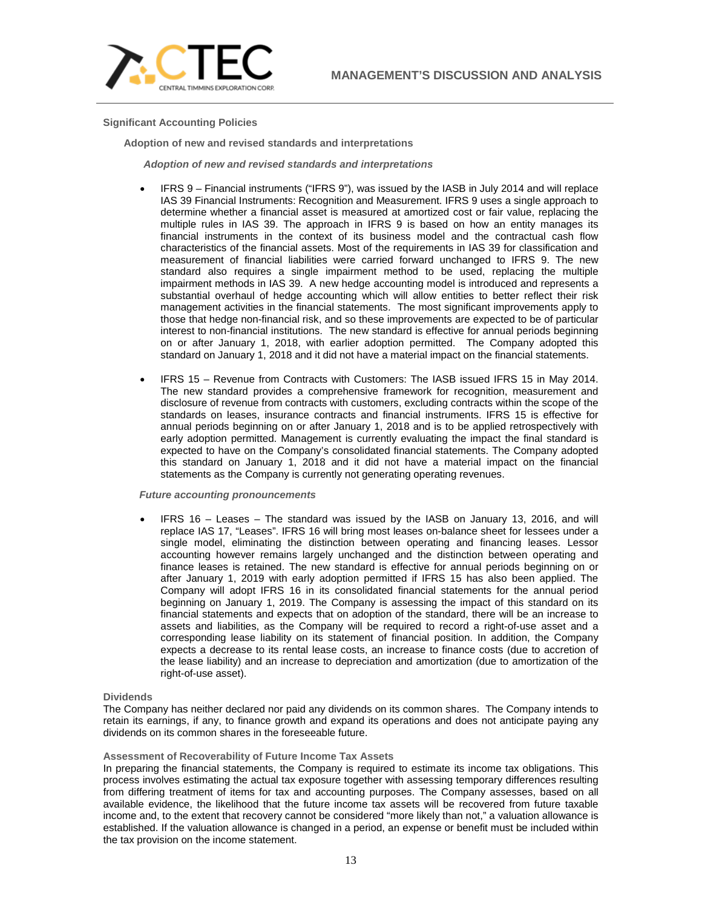## Significant Accounting Policies

### Adoption of new and revised standards and interpretations

***Adoption of new and revised standards and interpretations***

- IFRS 9 – Financial instruments ("IFRS 9"), was issued by the IASB in July 2014 and will replace IAS 39 Financial Instruments: Recognition and Measurement. IFRS 9 uses a single approach to determine whether a financial asset is measured at amortized cost or fair value, replacing the multiple rules in IAS 39. The approach in IFRS 9 is based on how an entity manages its financial instruments in the context of its business model and the contractual cash flow characteristics of the financial assets. Most of the requirements in IAS 39 for classification and measurement of financial liabilities were carried forward unchanged to IFRS 9. The new standard also requires a single impairment method to be used, replacing the multiple impairment methods in IAS 39. A new hedge accounting model is introduced and represents a substantial overhaul of hedge accounting which will allow entities to better reflect their risk management activities in the financial statements. The most significant improvements apply to those that hedge non-financial risk, and so these improvements are expected to be of particular interest to non-financial institutions. The new standard is effective for annual periods beginning on or after January 1, 2018, with earlier adoption permitted. The Company adopted this standard on January 1, 2018 and it did not have a material impact on the financial statements.

- IFRS 15 – Revenue from Contracts with Customers: The IASB issued IFRS 15 in May 2014. The new standard provides a comprehensive framework for recognition, measurement and disclosure of revenue from contracts with customers, excluding contracts within the scope of the standards on leases, insurance contracts and financial instruments. IFRS 15 is effective for annual periods beginning on or after January 1, 2018 and is to be applied retrospectively with early adoption permitted. Management is currently evaluating the impact the final standard is expected to have on the Company's consolidated financial statements. The Company adopted this standard on January 1, 2018 and it did not have a material impact on the financial statements as the Company is currently not generating operating revenues.

***Future accounting pronouncements***

- IFRS 16 – Leases – The standard was issued by the IASB on January 13, 2016, and will replace IAS 17, "Leases". IFRS 16 will bring most leases on-balance sheet for lessees under a single model, eliminating the distinction between operating and financing leases. Lessor accounting however remains largely unchanged and the distinction between operating and finance leases is retained. The new standard is effective for annual periods beginning on or after January 1, 2019 with early adoption permitted if IFRS 15 has also been applied. The Company will adopt IFRS 16 in its consolidated financial statements for the annual period beginning on January 1, 2019. The Company is assessing the impact of this standard on its financial statements and expects that on adoption of the standard, there will be an increase to assets and liabilities, as the Company will be required to record a right-of-use asset and a corresponding lease liability on its statement of financial position. In addition, the Company expects a decrease to its rental lease costs, an increase to finance costs (due to accretion of the lease liability) and an increase to depreciation and amortization (due to amortization of the right-of-use asset).

### Dividends

The Company has neither declared nor paid any dividends on its common shares. The Company intends to retain its earnings, if any, to finance growth and expand its operations and does not anticipate paying any dividends on its common shares in the foreseeable future.

### Assessment of Recoverability of Future Income Tax Assets

In preparing the financial statements, the Company is required to estimate its income tax obligations. This process involves estimating the actual tax exposure together with assessing temporary differences resulting from differing treatment of items for tax and accounting purposes. The Company assesses, based on all available evidence, the likelihood that the future income tax assets will be recovered from future taxable income and, to the extent that recovery cannot be considered "more likely than not," a valuation allowance is established. If the valuation allowance is changed in a period, an expense or benefit must be included within the tax provision on the income statement.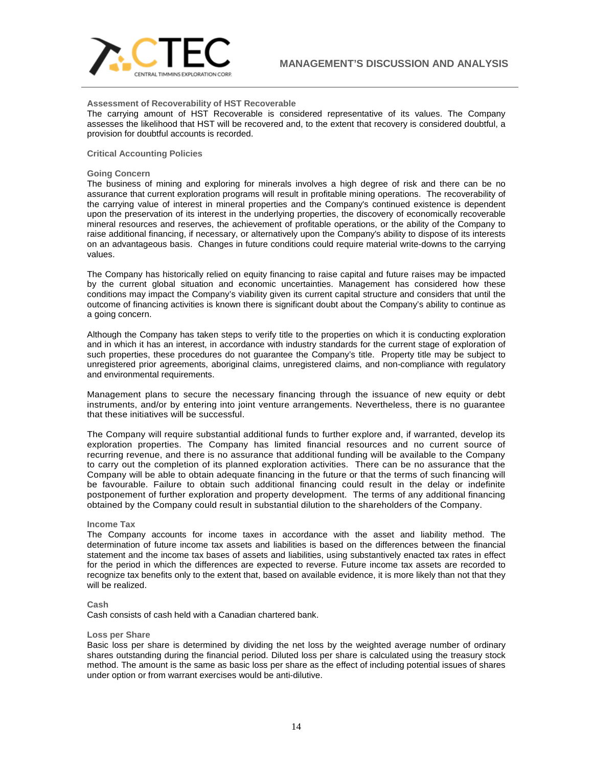### Assessment of Recoverability of HST Recoverable

The carrying amount of HST Recoverable is considered representative of its values. The Company assesses the likelihood that HST will be recovered and, to the extent that recovery is considered doubtful, a provision for doubtful accounts is recorded.

## Critical Accounting Policies

### Going Concern

The business of mining and exploring for minerals involves a high degree of risk and there can be no assurance that current exploration programs will result in profitable mining operations. The recoverability of the carrying value of interest in mineral properties and the Company's continued existence is dependent upon the preservation of its interest in the underlying properties, the discovery of economically recoverable mineral resources and reserves, the achievement of profitable operations, or the ability of the Company to raise additional financing, if necessary, or alternatively upon the Company's ability to dispose of its interests on an advantageous basis. Changes in future conditions could require material write-downs to the carrying values.

The Company has historically relied on equity financing to raise capital and future raises may be impacted by the current global situation and economic uncertainties. Management has considered how these conditions may impact the Company's viability given its current capital structure and considers that until the outcome of financing activities is known there is significant doubt about the Company's ability to continue as a going concern.

Although the Company has taken steps to verify title to the properties on which it is conducting exploration and in which it has an interest, in accordance with industry standards for the current stage of exploration of such properties, these procedures do not guarantee the Company's title. Property title may be subject to unregistered prior agreements, aboriginal claims, unregistered claims, and non-compliance with regulatory and environmental requirements.

Management plans to secure the necessary financing through the issuance of new equity or debt instruments, and/or by entering into joint venture arrangements. Nevertheless, there is no guarantee that these initiatives will be successful.

The Company will require substantial additional funds to further explore and, if warranted, develop its exploration properties. The Company has limited financial resources and no current source of recurring revenue, and there is no assurance that additional funding will be available to the Company to carry out the completion of its planned exploration activities. There can be no assurance that the Company will be able to obtain adequate financing in the future or that the terms of such financing will be favourable. Failure to obtain such additional financing could result in the delay or indefinite postponement of further exploration and property development. The terms of any additional financing obtained by the Company could result in substantial dilution to the shareholders of the Company.

### Income Tax

The Company accounts for income taxes in accordance with the asset and liability method. The determination of future income tax assets and liabilities is based on the differences between the financial statement and the income tax bases of assets and liabilities, using substantively enacted tax rates in effect for the period in which the differences are expected to reverse. Future income tax assets are recorded to recognize tax benefits only to the extent that, based on available evidence, it is more likely than not that they will be realized.

### Cash

Cash consists of cash held with a Canadian chartered bank.

### Loss per Share

Basic loss per share is determined by dividing the net loss by the weighted average number of ordinary shares outstanding during the financial period. Diluted loss per share is calculated using the treasury stock method. The amount is the same as basic loss per share as the effect of including potential issues of shares under option or from warrant exercises would be anti-dilutive.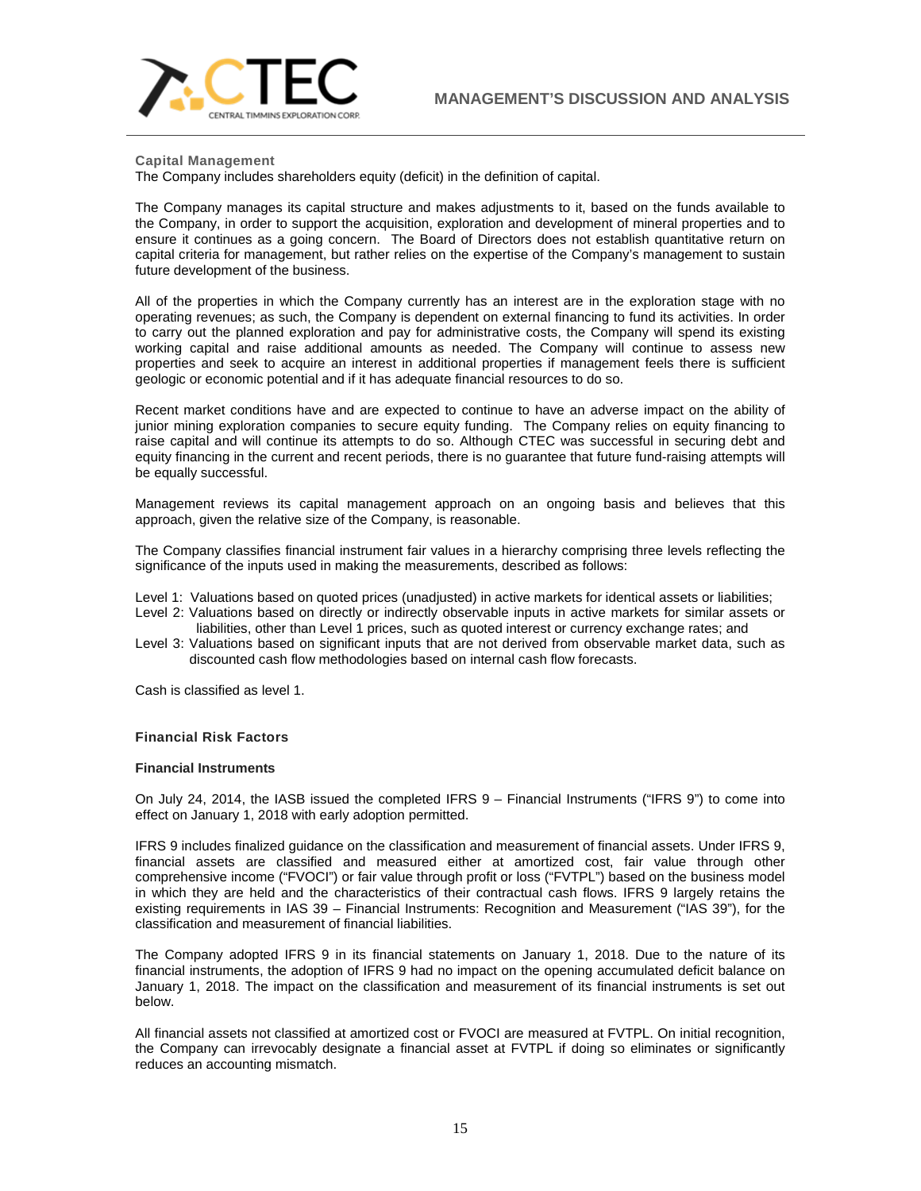#### Capital Management

The Company includes shareholders equity (deficit) in the definition of capital.

The Company manages its capital structure and makes adjustments to it, based on the funds available to the Company, in order to support the acquisition, exploration and development of mineral properties and to ensure it continues as a going concern. The Board of Directors does not establish quantitative return on capital criteria for management, but rather relies on the expertise of the Company's management to sustain future development of the business.

All of the properties in which the Company currently has an interest are in the exploration stage with no operating revenues; as such, the Company is dependent on external financing to fund its activities. In order to carry out the planned exploration and pay for administrative costs, the Company will spend its existing working capital and raise additional amounts as needed. The Company will continue to assess new properties and seek to acquire an interest in additional properties if management feels there is sufficient geologic or economic potential and if it has adequate financial resources to do so.

Recent market conditions have and are expected to continue to have an adverse impact on the ability of junior mining exploration companies to secure equity funding. The Company relies on equity financing to raise capital and will continue its attempts to do so. Although CTEC was successful in securing debt and equity financing in the current and recent periods, there is no guarantee that future fund-raising attempts will be equally successful.

Management reviews its capital management approach on an ongoing basis and believes that this approach, given the relative size of the Company, is reasonable.

The Company classifies financial instrument fair values in a hierarchy comprising three levels reflecting the significance of the inputs used in making the measurements, described as follows:

Level 1: Valuations based on quoted prices (unadjusted) in active markets for identical assets or liabilities;
Level 2: Valuations based on directly or indirectly observable inputs in active markets for similar assets or liabilities, other than Level 1 prices, such as quoted interest or currency exchange rates; and
Level 3: Valuations based on significant inputs that are not derived from observable market data, such as discounted cash flow methodologies based on internal cash flow forecasts.

Cash is classified as level 1.

#### Financial Risk Factors

**Financial Instruments**

On July 24, 2014, the IASB issued the completed IFRS 9 – Financial Instruments ("IFRS 9") to come into effect on January 1, 2018 with early adoption permitted.

IFRS 9 includes finalized guidance on the classification and measurement of financial assets. Under IFRS 9, financial assets are classified and measured either at amortized cost, fair value through other comprehensive income ("FVOCI") or fair value through profit or loss ("FVTPL") based on the business model in which they are held and the characteristics of their contractual cash flows. IFRS 9 largely retains the existing requirements in IAS 39 – Financial Instruments: Recognition and Measurement ("IAS 39"), for the classification and measurement of financial liabilities.

The Company adopted IFRS 9 in its financial statements on January 1, 2018. Due to the nature of its financial instruments, the adoption of IFRS 9 had no impact on the opening accumulated deficit balance on January 1, 2018. The impact on the classification and measurement of its financial instruments is set out below.

All financial assets not classified at amortized cost or FVOCI are measured at FVTPL. On initial recognition, the Company can irrevocably designate a financial asset at FVTPL if doing so eliminates or significantly reduces an accounting mismatch.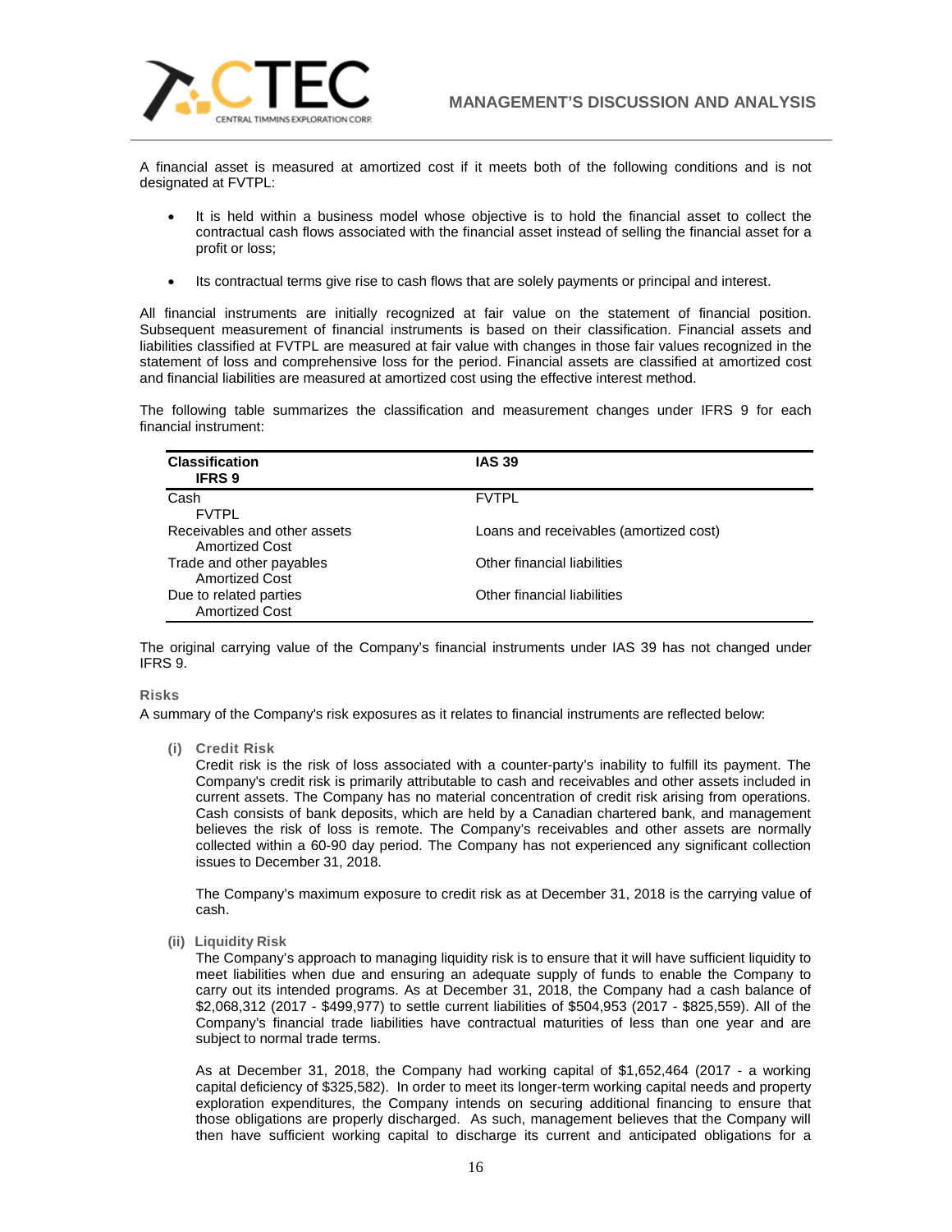A financial asset is measured at amortized cost if it meets both of the following conditions and is not designated at FVTPL:

- It is held within a business model whose objective is to hold the financial asset to collect the contractual cash flows associated with the financial asset instead of selling the financial asset for a profit or loss;
- Its contractual terms give rise to cash flows that are solely payments or principal and interest.

All financial instruments are initially recognized at fair value on the statement of financial position. Subsequent measurement of financial instruments is based on their classification. Financial assets and liabilities classified at FVTPL are measured at fair value with changes in those fair values recognized in the statement of loss and comprehensive loss for the period. Financial assets are classified at amortized cost and financial liabilities are measured at amortized cost using the effective interest method.

The following table summarizes the classification and measurement changes under IFRS 9 for each financial instrument:

| Classification | IAS 39 | IFRS 9 |
|---|---|---|
| Cash | FVTPL | FVTPL |
| Receivables and other assets | Loans and receivables (amortized cost) | Amortized Cost |
| Trade and other payables | Other financial liabilities | Amortized Cost |
| Due to related parties | Other financial liabilities | Amortized Cost |

The original carrying value of the Company's financial instruments under IAS 39 has not changed under IFRS 9.

### Risks

A summary of the Company's risk exposures as it relates to financial instruments are reflected below:

**(i) Credit Risk**

Credit risk is the risk of loss associated with a counter-party's inability to fulfill its payment. The Company's credit risk is primarily attributable to cash and receivables and other assets included in current assets. The Company has no material concentration of credit risk arising from operations. Cash consists of bank deposits, which are held by a Canadian chartered bank, and management believes the risk of loss is remote. The Company's receivables and other assets are normally collected within a 60-90 day period. The Company has not experienced any significant collection issues to December 31, 2018.

The Company's maximum exposure to credit risk as at December 31, 2018 is the carrying value of cash.

**(ii) Liquidity Risk**

The Company's approach to managing liquidity risk is to ensure that it will have sufficient liquidity to meet liabilities when due and ensuring an adequate supply of funds to enable the Company to carry out its intended programs. As at December 31, 2018, the Company had a cash balance of $2,068,312 (2017 - $499,977) to settle current liabilities of $504,953 (2017 - $825,559). All of the Company's financial trade liabilities have contractual maturities of less than one year and are subject to normal trade terms.

As at December 31, 2018, the Company had working capital of $1,652,464 (2017 - a working capital deficiency of $325,582). In order to meet its longer-term working capital needs and property exploration expenditures, the Company intends on securing additional financing to ensure that those obligations are properly discharged. As such, management believes that the Company will then have sufficient working capital to discharge its current and anticipated obligations for a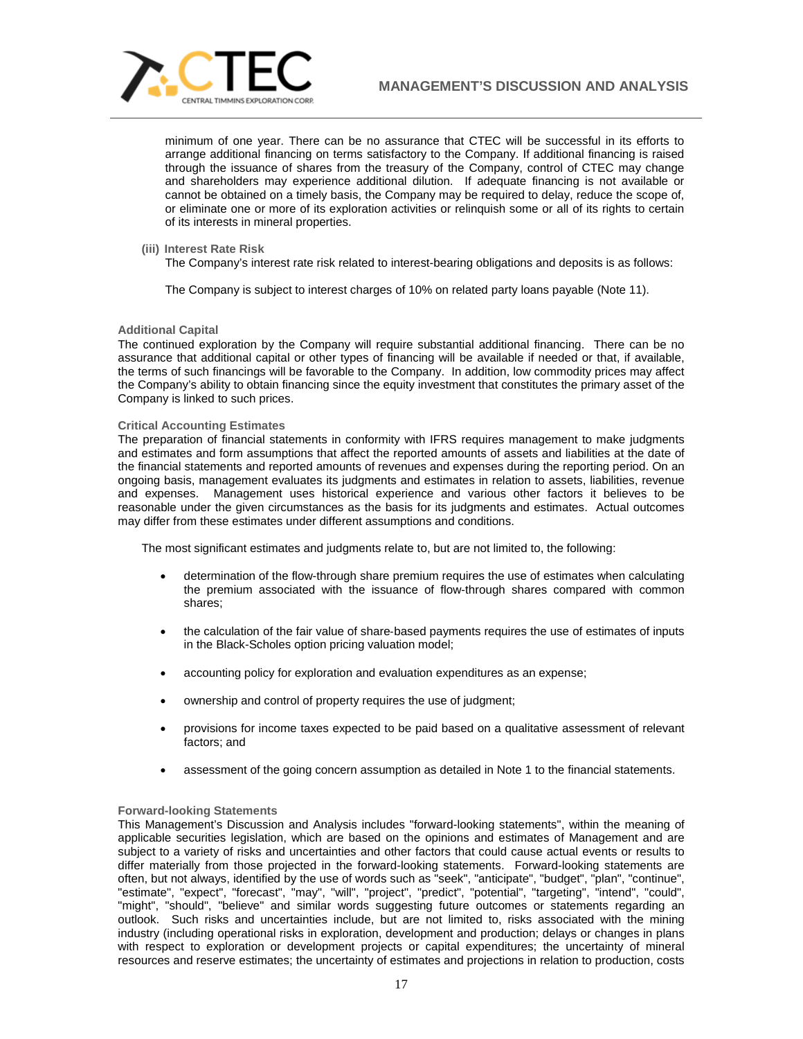minimum of one year. There can be no assurance that CTEC will be successful in its efforts to arrange additional financing on terms satisfactory to the Company. If additional financing is raised through the issuance of shares from the treasury of the Company, control of CTEC may change and shareholders may experience additional dilution. If adequate financing is not available or cannot be obtained on a timely basis, the Company may be required to delay, reduce the scope of, or eliminate one or more of its exploration activities or relinquish some or all of its rights to certain of its interests in mineral properties.

**(iii) Interest Rate Risk**

The Company's interest rate risk related to interest-bearing obligations and deposits is as follows:

The Company is subject to interest charges of 10% on related party loans payable (Note 11).

### Additional Capital

The continued exploration by the Company will require substantial additional financing. There can be no assurance that additional capital or other types of financing will be available if needed or that, if available, the terms of such financings will be favorable to the Company. In addition, low commodity prices may affect the Company's ability to obtain financing since the equity investment that constitutes the primary asset of the Company is linked to such prices.

### Critical Accounting Estimates

The preparation of financial statements in conformity with IFRS requires management to make judgments and estimates and form assumptions that affect the reported amounts of assets and liabilities at the date of the financial statements and reported amounts of revenues and expenses during the reporting period. On an ongoing basis, management evaluates its judgments and estimates in relation to assets, liabilities, revenue and expenses. Management uses historical experience and various other factors it believes to be reasonable under the given circumstances as the basis for its judgments and estimates. Actual outcomes may differ from these estimates under different assumptions and conditions.

The most significant estimates and judgments relate to, but are not limited to, the following:

- determination of the flow-through share premium requires the use of estimates when calculating the premium associated with the issuance of flow-through shares compared with common shares;
- the calculation of the fair value of share-based payments requires the use of estimates of inputs in the Black-Scholes option pricing valuation model;
- accounting policy for exploration and evaluation expenditures as an expense;
- ownership and control of property requires the use of judgment;
- provisions for income taxes expected to be paid based on a qualitative assessment of relevant factors; and
- assessment of the going concern assumption as detailed in Note 1 to the financial statements.

### Forward-looking Statements

This Management's Discussion and Analysis includes "forward-looking statements", within the meaning of applicable securities legislation, which are based on the opinions and estimates of Management and are subject to a variety of risks and uncertainties and other factors that could cause actual events or results to differ materially from those projected in the forward-looking statements. Forward-looking statements are often, but not always, identified by the use of words such as "seek", "anticipate", "budget", "plan", "continue", "estimate", "expect", "forecast", "may", "will", "project", "predict", "potential", "targeting", "intend", "could", "might", "should", "believe" and similar words suggesting future outcomes or statements regarding an outlook. Such risks and uncertainties include, but are not limited to, risks associated with the mining industry (including operational risks in exploration, development and production; delays or changes in plans with respect to exploration or development projects or capital expenditures; the uncertainty of mineral resources and reserve estimates; the uncertainty of estimates and projections in relation to production, costs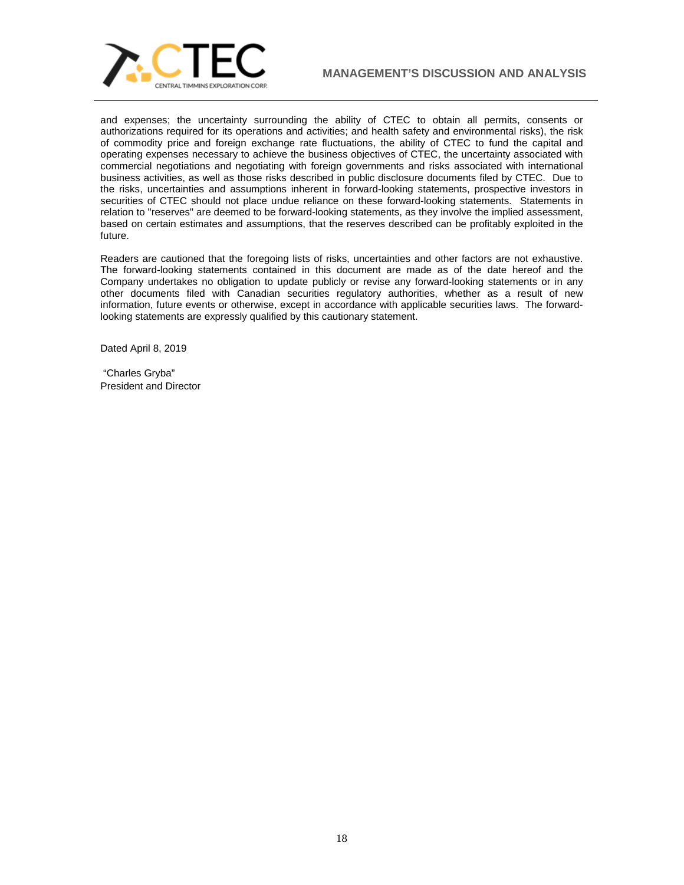and expenses; the uncertainty surrounding the ability of CTEC to obtain all permits, consents or authorizations required for its operations and activities; and health safety and environmental risks), the risk of commodity price and foreign exchange rate fluctuations, the ability of CTEC to fund the capital and operating expenses necessary to achieve the business objectives of CTEC, the uncertainty associated with commercial negotiations and negotiating with foreign governments and risks associated with international business activities, as well as those risks described in public disclosure documents filed by CTEC. Due to the risks, uncertainties and assumptions inherent in forward-looking statements, prospective investors in securities of CTEC should not place undue reliance on these forward-looking statements. Statements in relation to "reserves" are deemed to be forward-looking statements, as they involve the implied assessment, based on certain estimates and assumptions, that the reserves described can be profitably exploited in the future.

Readers are cautioned that the foregoing lists of risks, uncertainties and other factors are not exhaustive. The forward-looking statements contained in this document are made as of the date hereof and the Company undertakes no obligation to update publicly or revise any forward-looking statements or in any other documents filed with Canadian securities regulatory authorities, whether as a result of new information, future events or otherwise, except in accordance with applicable securities laws. The forward-looking statements are expressly qualified by this cautionary statement.

Dated April 8, 2019

"Charles Gryba"
President and Director